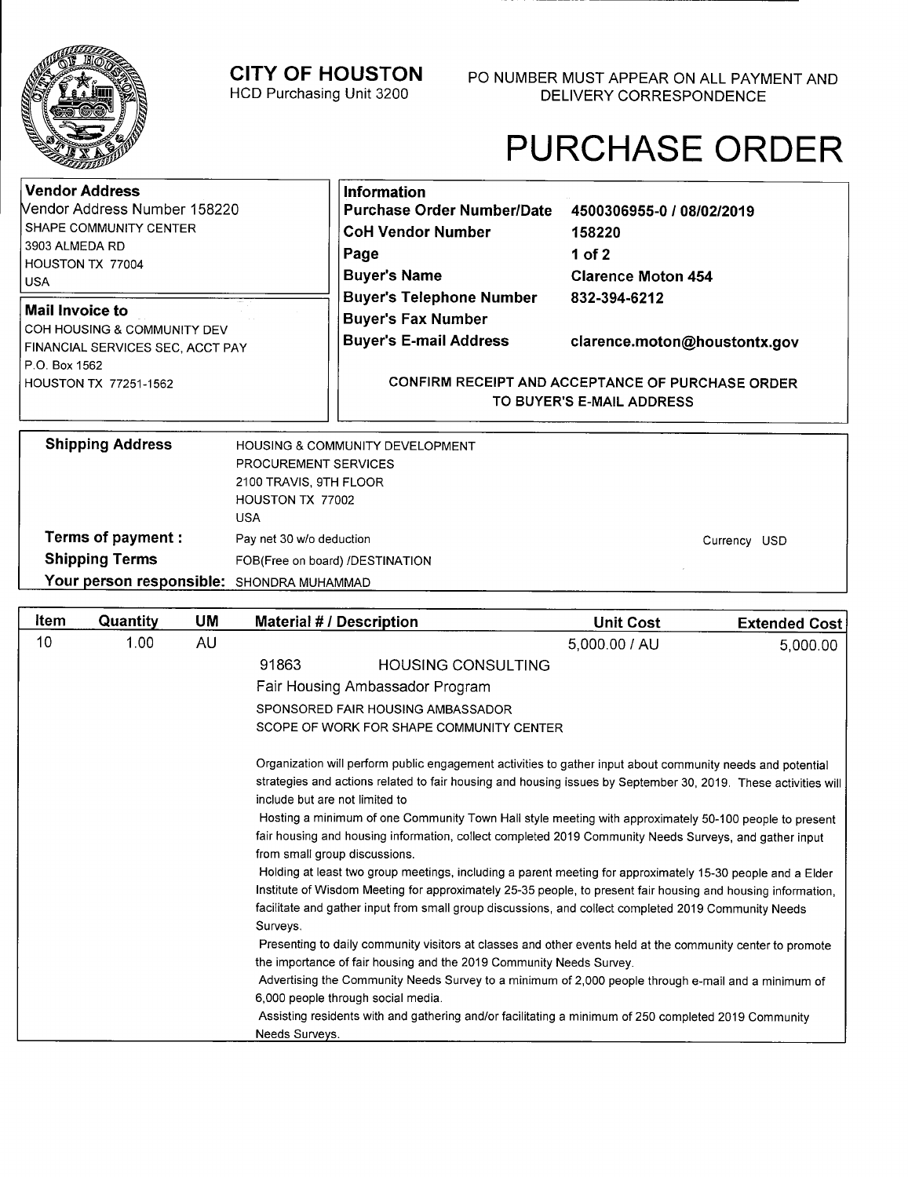# CITY OF HOUSTON

HCD Purchasing Unit 3200

PO NUMBER MUST APPEAR ON ALL PAYMENT AND DELIVERY CORRESPONDENCE

# PURCHASE ORDER

**Vendor Address**
Vendor Address Number 158220
SHAPE COMMUNITY CENTER
3903 ALMEDA RD
HOUSTON TX 77004
USA

**Mail Invoice to**
COH HOUSING & COMMUNITY DEV
FINANCIAL SERVICES SEC, ACCT PAY
P.O. Box 1562
HOUSTON TX 77251-1562

**Information**

| | |
|---|---|
| **Purchase Order Number/Date** | **4500306955-0 / 08/02/2019** |
| **CoH Vendor Number** | **158220** |
| **Page** | **1 of 2** |
| **Buyer's Name** | **Clarence Moton 454** |
| **Buyer's Telephone Number** | **832-394-6212** |
| **Buyer's Fax Number** | |
| **Buyer's E-mail Address** | **clarence.moton@houstontx.gov** |

CONFIRM RECEIPT AND ACCEPTANCE OF PURCHASE ORDER TO BUYER'S E-MAIL ADDRESS

**Shipping Address**
HOUSING & COMMUNITY DEVELOPMENT
PROCUREMENT SERVICES
2100 TRAVIS, 9TH FLOOR
HOUSTON TX 77002
USA

**Terms of payment :** Pay net 30 w/o deduction — Currency USD
**Shipping Terms** FOB(Free on board) /DESTINATION
**Your person responsible:** SHONDRA MUHAMMAD

| Item | Quantity | UM | Material # / Description | Unit Cost | Extended Cost |
|---|---|---|---|---|---|
| 10 | 1.00 | AU | 91863 HOUSING CONSULTING | 5,000.00 / AU | 5,000.00 |

Fair Housing Ambassador Program

SPONSORED FAIR HOUSING AMBASSADOR
SCOPE OF WORK FOR SHAPE COMMUNITY CENTER

Organization will perform public engagement activities to gather input about community needs and potential strategies and actions related to fair housing and housing issues by September 30, 2019. These activities will include but are not limited to

Hosting a minimum of one Community Town Hall style meeting with approximately 50-100 people to present fair housing and housing information, collect completed 2019 Community Needs Surveys, and gather input from small group discussions.

Holding at least two group meetings, including a parent meeting for approximately 15-30 people and a Elder Institute of Wisdom Meeting for approximately 25-35 people, to present fair housing and housing information, facilitate and gather input from small group discussions, and collect completed 2019 Community Needs Surveys.

Presenting to daily community visitors at classes and other events held at the community center to promote the importance of fair housing and the 2019 Community Needs Survey.

Advertising the Community Needs Survey to a minimum of 2,000 people through e-mail and a minimum of 6,000 people through social media.

Assisting residents with and gathering and/or facilitating a minimum of 250 completed 2019 Community Needs Surveys.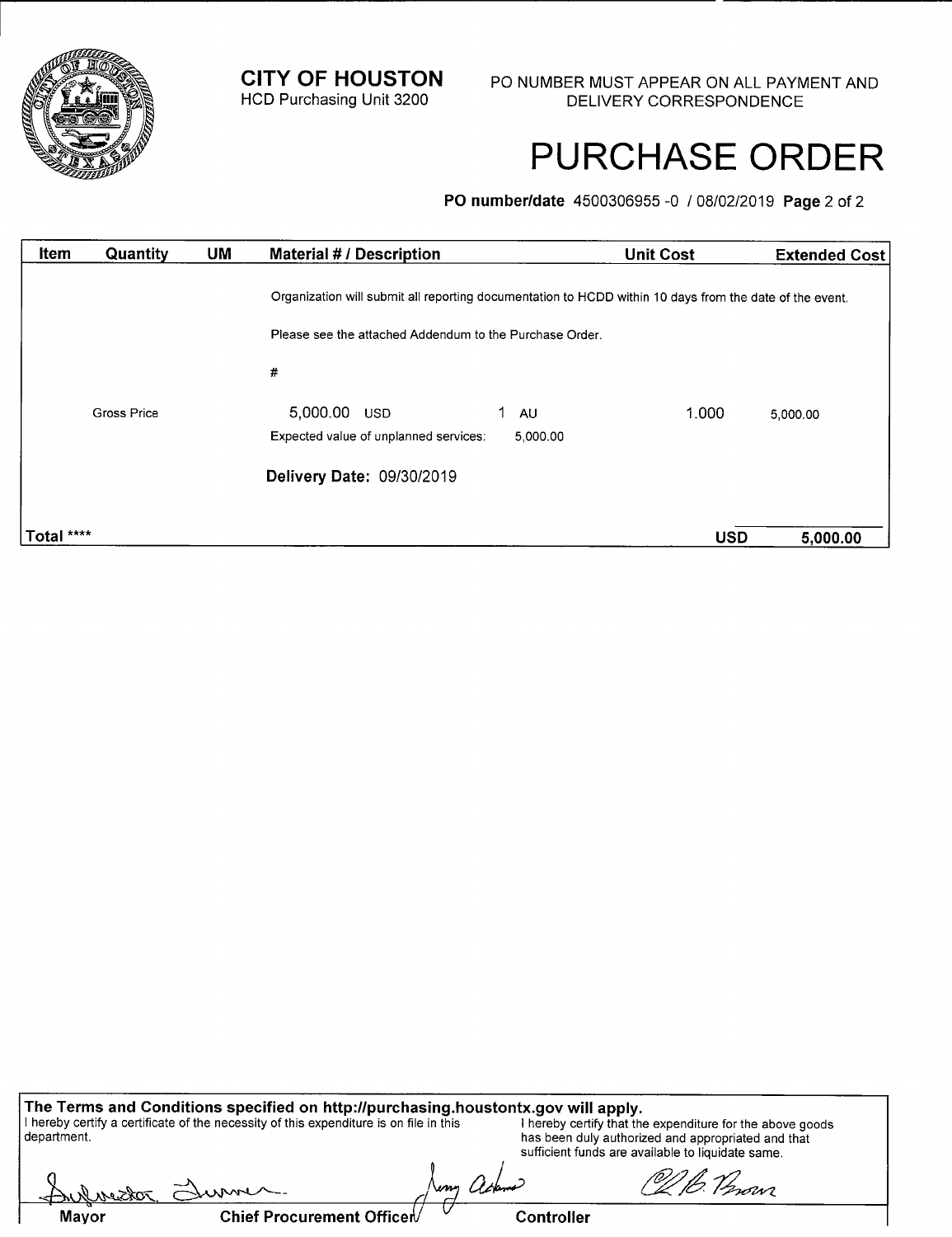**CITY OF HOUSTON**
HCD Purchasing Unit 3200

PO NUMBER MUST APPEAR ON ALL PAYMENT AND DELIVERY CORRESPONDENCE

# PURCHASE ORDER

**PO number/date** 4500306955 -0 / 08/02/2019 **Page** 2 of 2

| Item | Quantity | UM | Material # / Description | | | Unit Cost | Extended Cost |
|---|---|---|---|---|---|---|---|
| | | | Organization will submit all reporting documentation to HCDD within 10 days from the date of the event. | | | | |
| | | | Please see the attached Addendum to the Purchase Order. | | | | |
| | | | # | | | | |
| | Gross Price | | 5,000.00 USD | 1 | AU | 1.000 | 5,000.00 |
| | | | Expected value of unplanned services: | 5,000.00 | | | |
| | | | **Delivery Date:** 09/30/2019 | | | | |
| **Total** **** | | | | | | **USD** | **5,000.00** |

**The Terms and Conditions specified on http://purchasing.houstontx.gov will apply.**

I hereby certify a certificate of the necessity of this expenditure is on file in this department.

I hereby certify that the expenditure for the above goods has been duly authorized and appropriated and that sufficient funds are available to liquidate same.

| Mayor | Chief Procurement Officer | Controller |
|---|---|---|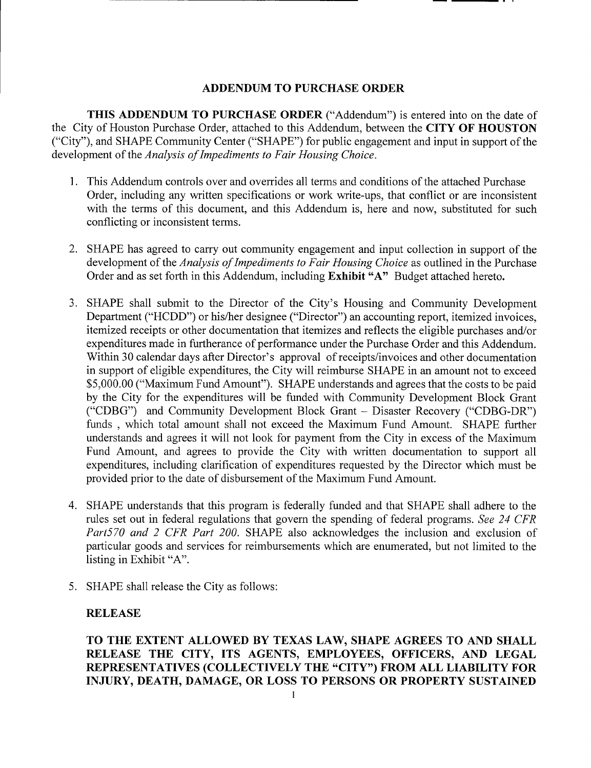## ADDENDUM TO PURCHASE ORDER

**THIS ADDENDUM TO PURCHASE ORDER** ("Addendum") is entered into on the date of the City of Houston Purchase Order, attached to this Addendum, between the **CITY OF HOUSTON** ("City"), and SHAPE Community Center ("SHAPE") for public engagement and input in support of the development of the *Analysis of Impediments to Fair Housing Choice*.

1. This Addendum controls over and overrides all terms and conditions of the attached Purchase Order, including any written specifications or work write-ups, that conflict or are inconsistent with the terms of this document, and this Addendum is, here and now, substituted for such conflicting or inconsistent terms.

2. SHAPE has agreed to carry out community engagement and input collection in support of the development of the *Analysis of Impediments to Fair Housing Choice* as outlined in the Purchase Order and as set forth in this Addendum, including **Exhibit "A"** Budget attached hereto.

3. SHAPE shall submit to the Director of the City's Housing and Community Development Department ("HCDD") or his/her designee ("Director") an accounting report, itemized invoices, itemized receipts or other documentation that itemizes and reflects the eligible purchases and/or expenditures made in furtherance of performance under the Purchase Order and this Addendum. Within 30 calendar days after Director's approval of receipts/invoices and other documentation in support of eligible expenditures, the City will reimburse SHAPE in an amount not to exceed $5,000.00 ("Maximum Fund Amount"). SHAPE understands and agrees that the costs to be paid by the City for the expenditures will be funded with Community Development Block Grant ("CDBG") and Community Development Block Grant – Disaster Recovery ("CDBG-DR") funds , which total amount shall not exceed the Maximum Fund Amount. SHAPE further understands and agrees it will not look for payment from the City in excess of the Maximum Fund Amount, and agrees to provide the City with written documentation to support all expenditures, including clarification of expenditures requested by the Director which must be provided prior to the date of disbursement of the Maximum Fund Amount.

4. SHAPE understands that this program is federally funded and that SHAPE shall adhere to the rules set out in federal regulations that govern the spending of federal programs. *See 24 CFR Part570 and 2 CFR Part 200.* SHAPE also acknowledges the inclusion and exclusion of particular goods and services for reimbursements which are enumerated, but not limited to the listing in Exhibit "A".

5. SHAPE shall release the City as follows:

**RELEASE**

**TO THE EXTENT ALLOWED BY TEXAS LAW, SHAPE AGREES TO AND SHALL RELEASE THE CITY, ITS AGENTS, EMPLOYEES, OFFICERS, AND LEGAL REPRESENTATIVES (COLLECTIVELY THE "CITY") FROM ALL LIABILITY FOR INJURY, DEATH, DAMAGE, OR LOSS TO PERSONS OR PROPERTY SUSTAINED**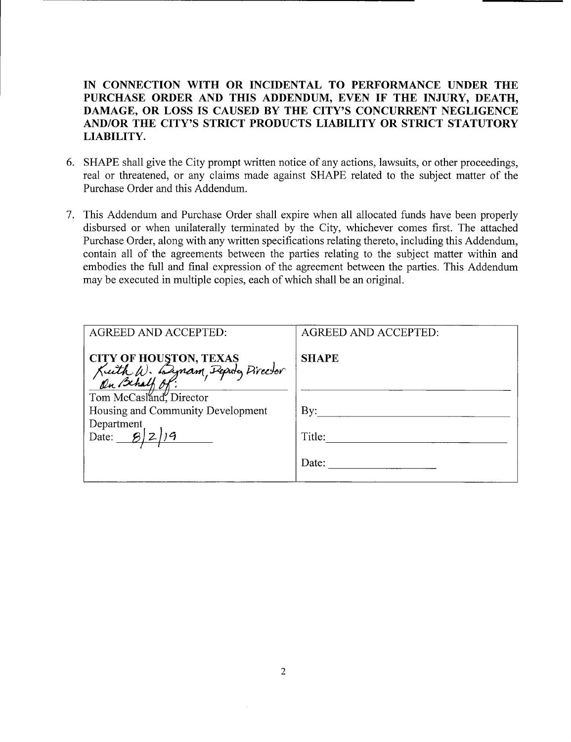**IN CONNECTION WITH OR INCIDENTAL TO PERFORMANCE UNDER THE PURCHASE ORDER AND THIS ADDENDUM, EVEN IF THE INJURY, DEATH, DAMAGE, OR LOSS IS CAUSED BY THE CITY'S CONCURRENT NEGLIGENCE AND/OR THE CITY'S STRICT PRODUCTS LIABILITY OR STRICT STATUTORY LIABILITY.**

6. SHAPE shall give the City prompt written notice of any actions, lawsuits, or other proceedings, real or threatened, or any claims made against SHAPE related to the subject matter of the Purchase Order and this Addendum.

7. This Addendum and Purchase Order shall expire when all allocated funds have been properly disbursed or when unilaterally terminated by the City, whichever comes first. The attached Purchase Order, along with any written specifications relating thereto, including this Addendum, contain all of the agreements between the parties relating to the subject matter within and embodies the full and final expression of the agreement between the parties. This Addendum may be executed in multiple copies, each of which shall be an original.

| AGREED AND ACCEPTED: | AGREED AND ACCEPTED: |
| --- | --- |
| **CITY OF HOUSTON, TEXAS**<br>Keith W. Bynam, Deputy Director<br>On Behalf of:<br>Tom McCasland, Director<br>Housing and Community Development Department<br>Date: 8/2/19 | **SHAPE**<br>______________________<br>By: ______________________<br>Title: ______________________<br>Date: ______________ |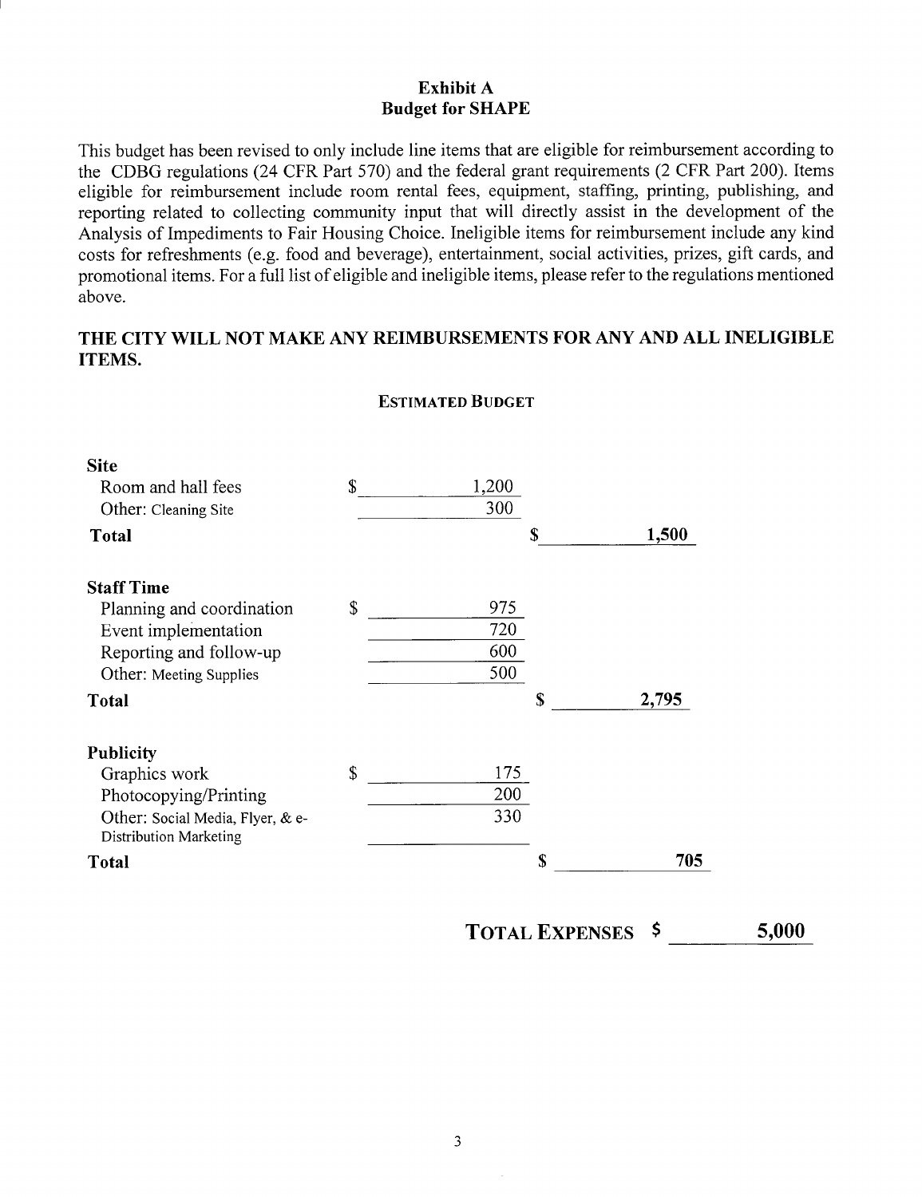# Exhibit A
## Budget for SHAPE

This budget has been revised to only include line items that are eligible for reimbursement according to the CDBG regulations (24 CFR Part 570) and the federal grant requirements (2 CFR Part 200). Items eligible for reimbursement include room rental fees, equipment, staffing, printing, publishing, and reporting related to collecting community input that will directly assist in the development of the Analysis of Impediments to Fair Housing Choice. Ineligible items for reimbursement include any kind costs for refreshments (e.g. food and beverage), entertainment, social activities, prizes, gift cards, and promotional items. For a full list of eligible and ineligible items, please refer to the regulations mentioned above.

**THE CITY WILL NOT MAKE ANY REIMBURSEMENTS FOR ANY AND ALL INELIGIBLE ITEMS.**

**ESTIMATED BUDGET**

| Item | Amount | Total |
|---|---|---|
| **Site** | | |
| Room and hall fees | $ 1,200 | |
| Other: Cleaning Site | 300 | |
| **Total** | | **$ 1,500** |
| **Staff Time** | | |
| Planning and coordination | $ 975 | |
| Event implementation | 720 | |
| Reporting and follow-up | 600 | |
| Other: Meeting Supplies | 500 | |
| **Total** | | **$ 2,795** |
| **Publicity** | | |
| Graphics work | $ 175 | |
| Photocopying/Printing | 200 | |
| Other: Social Media, Flyer, & e-Distribution Marketing | 330 | |
| **Total** | | **$ 705** |
| | **TOTAL EXPENSES** | **$ 5,000** |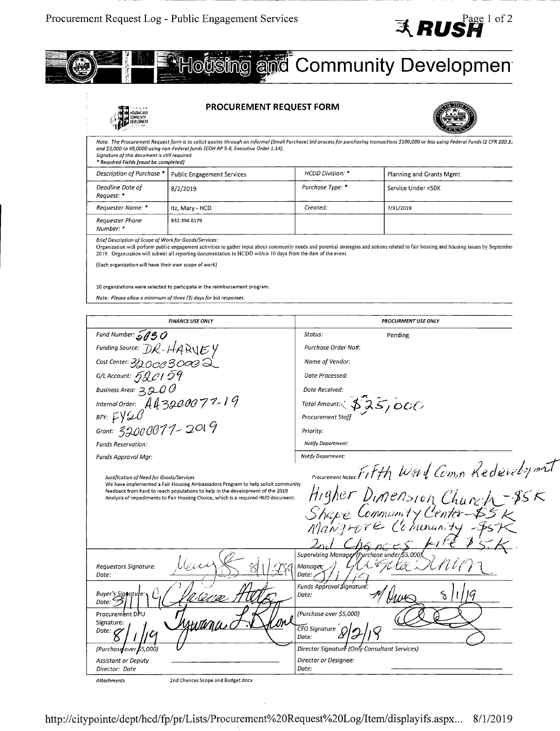RUSH

# Housing and Community Developmen

## PROCUREMENT REQUEST FORM

*Note: The Procurement Request form is to solicit quotes through an informal (Small Purchase) bid process for purchasing transactions $100,000 or less using Federal Funds (2 CFR 200.3) and $3,000 to 49,0000 using non-Federal funds (COH AP 5-8, Executive Order 1.14). Signature of this document is still required.*
*\* Required Fields [must be completed]*

| | | | |
|---|---|---|---|
| Description of Purchase * | Public Engagement Services | HCDD Division: * | Planning and Grants Mgmt |
| Deadline Date of Request: * | 8/2/2019 | Purchase Type: * | Service Under <50K |
| Requester Name: * | Itz, Mary - HCD | Created: | 7/31/2019 |
| Requester Phone Number: * | 832.394.6179 | | |

*Brief Description of Scope of Work for Goods/Services:*
Organization will perform public engagement activities to gather input about community needs and potential strategies and actions related to fair housing and housing issues by September 2019. Organization will submit all reporting documentation to HCDD within 10 days from the date of the event.

(Each organization will have their own scope of work)

10 organziations were selected to partcipate in the reimbursement program.

*Note: Please allow a minimum of three (3) days for bid responses.*

| FINANCE USE ONLY | PROCUREMENT USE ONLY |
|---|---|
| Fund Number: 5030 | Status: Pending |
| Funding Source: DR-HARVEY | Purchase Order No#: |
| Cost Center: 320003000 2 | Name of Vendor: |
| G/L Account: 520159 | Date Processed: |
| Business Area: 3200 | Date Received: |
| Internal Order: AA320007 7-19 | Total Amount: $25,000 |
| BFY: FY20 | Procurement Staff |
| Grant: 32000077-2019 | Priority: |
| Funds Reservation: | Notify Department: |
| Funds Approval Mgr: | Notify Department: |

*Justification of Need for Goods/Services*
We have implemented a Fair Housing Ambassadors Program to help solicit community feedback from hard to reach populations to help in the development of the 2019 Analysis of Impediments to Fair Housing Choice, which is a required HUD document.

*Procurement Notes:* Fifth Ward Comm Redevelopment
Higher Dimension Church - $5K
Shape Community Center - $5K
Mangrove Community - $5K
2nd Chances Life $5K.

| | | | |
|---|---|---|---|
| Requestors Signature: Date: | [signature] 8/1/2019 | Supervising Manager (Purchase under $5,000) Manager: Date: 8/1/19 | [signature] |
| Buyer's Signature: Date: 8/1/19 | [signature] | Funds Approval Signature: Date: | [signature] 8/1/19 |
| Procurement DPU Signature: Date: 8/1/19 (Purchase over $5,000) | [signature] | (Purchase over $5,000) CFO Signature Date: 8/2/19 | [signature] |
| Assistant or Deputy Director: Date | | Director Signature (Only Consultant Services) Director or Designee: Date: | |

Attachments: 2nd Chances Scope and Budget.docx